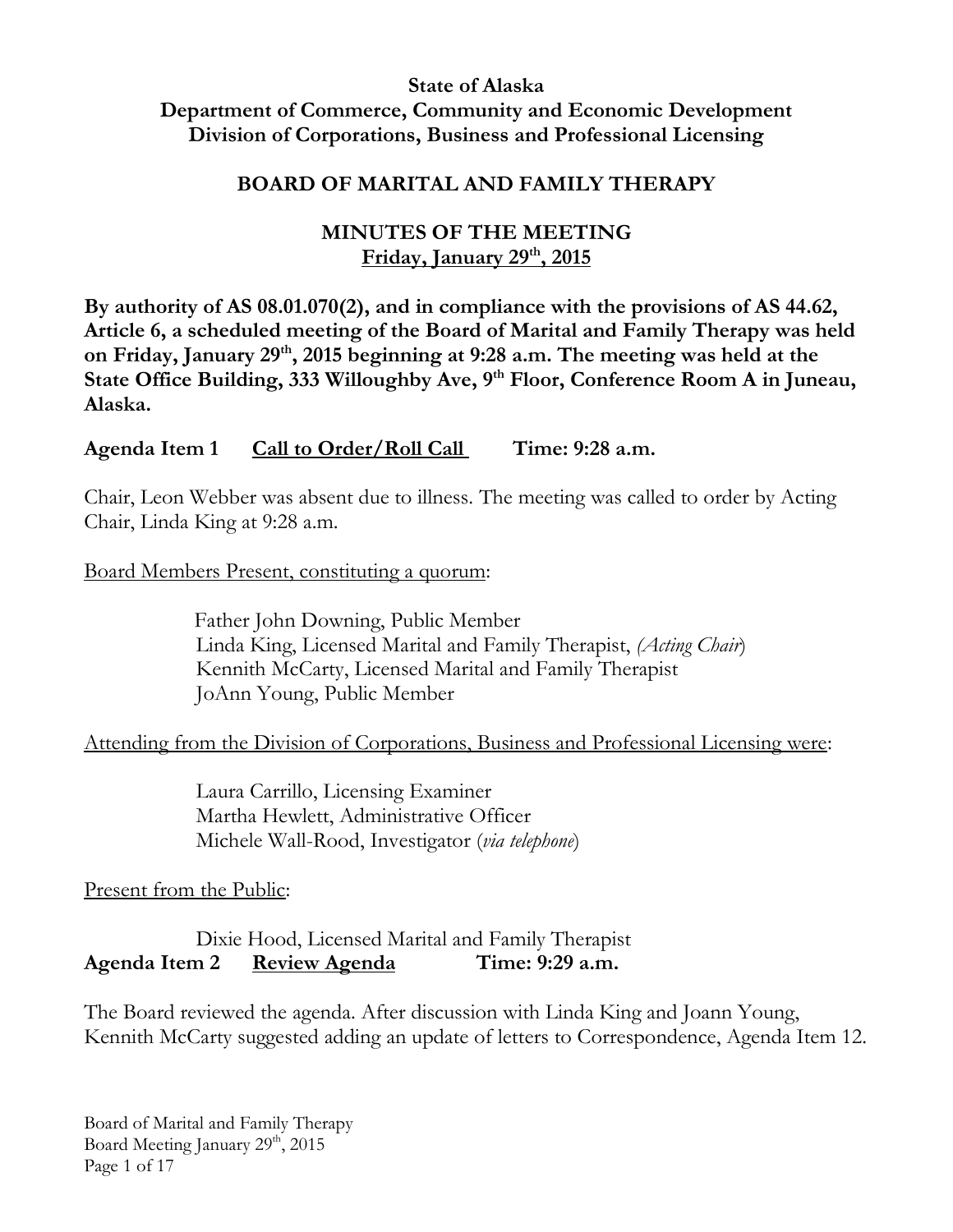**State of Alaska**
**Department of Commerce, Community and Economic Development**
**Division of Corporations, Business and Professional Licensing**

# BOARD OF MARITAL AND FAMILY THERAPY

## MINUTES OF THE MEETING
**Friday, January 29th, 2015**

**By authority of AS 08.01.070(2), and in compliance with the provisions of AS 44.62, Article 6, a scheduled meeting of the Board of Marital and Family Therapy was held on Friday, January 29th, 2015 beginning at 9:28 a.m. The meeting was held at the State Office Building, 333 Willoughby Ave, 9th Floor, Conference Room A in Juneau, Alaska.**

**Agenda Item 1 Call to Order/Roll Call Time: 9:28 a.m.**

Chair, Leon Webber was absent due to illness. The meeting was called to order by Acting Chair, Linda King at 9:28 a.m.

Board Members Present, constituting a quorum:

Father John Downing, Public Member
Linda King, Licensed Marital and Family Therapist, (*Acting Chair*)
Kennith McCarty, Licensed Marital and Family Therapist
JoAnn Young, Public Member

Attending from the Division of Corporations, Business and Professional Licensing were:

Laura Carrillo, Licensing Examiner
Martha Hewlett, Administrative Officer
Michele Wall-Rood, Investigator (*via telephone*)

Present from the Public:

Dixie Hood, Licensed Marital and Family Therapist

**Agenda Item 2 Review Agenda Time: 9:29 a.m.**

The Board reviewed the agenda. After discussion with Linda King and Joann Young, Kennith McCarty suggested adding an update of letters to Correspondence, Agenda Item 12.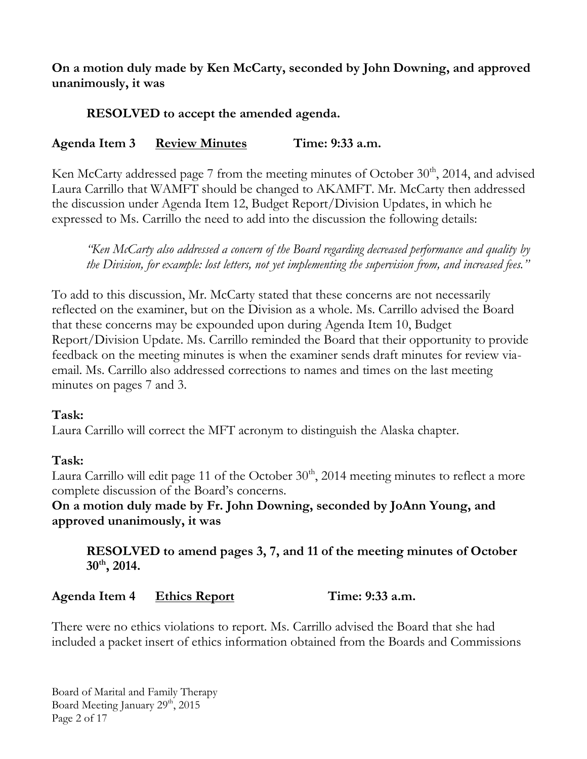**On a motion duly made by Ken McCarty, seconded by John Downing, and approved unanimously, it was**

> **RESOLVED to accept the amended agenda.**

**Agenda Item 3 Review Minutes Time: 9:33 a.m.**

Ken McCarty addressed page 7 from the meeting minutes of October 30th, 2014, and advised Laura Carrillo that WAMFT should be changed to AKAMFT. Mr. McCarty then addressed the discussion under Agenda Item 12, Budget Report/Division Updates, in which he expressed to Ms. Carrillo the need to add into the discussion the following details:

> *"Ken McCarty also addressed a concern of the Board regarding decreased performance and quality by the Division, for example: lost letters, not yet implementing the supervision from, and increased fees."*

To add to this discussion, Mr. McCarty stated that these concerns are not necessarily reflected on the examiner, but on the Division as a whole. Ms. Carrillo advised the Board that these concerns may be expounded upon during Agenda Item 10, Budget Report/Division Update. Ms. Carrillo reminded the Board that their opportunity to provide feedback on the meeting minutes is when the examiner sends draft minutes for review via-email. Ms. Carrillo also addressed corrections to names and times on the last meeting minutes on pages 7 and 3.

**Task:**
Laura Carrillo will correct the MFT acronym to distinguish the Alaska chapter.

**Task:**
Laura Carrillo will edit page 11 of the October 30th, 2014 meeting minutes to reflect a more complete discussion of the Board's concerns.

**On a motion duly made by Fr. John Downing, seconded by JoAnn Young, and approved unanimously, it was**

> **RESOLVED to amend pages 3, 7, and 11 of the meeting minutes of October 30th, 2014.**

**Agenda Item 4 Ethics Report Time: 9:33 a.m.**

There were no ethics violations to report. Ms. Carrillo advised the Board that she had included a packet insert of ethics information obtained from the Boards and Commissions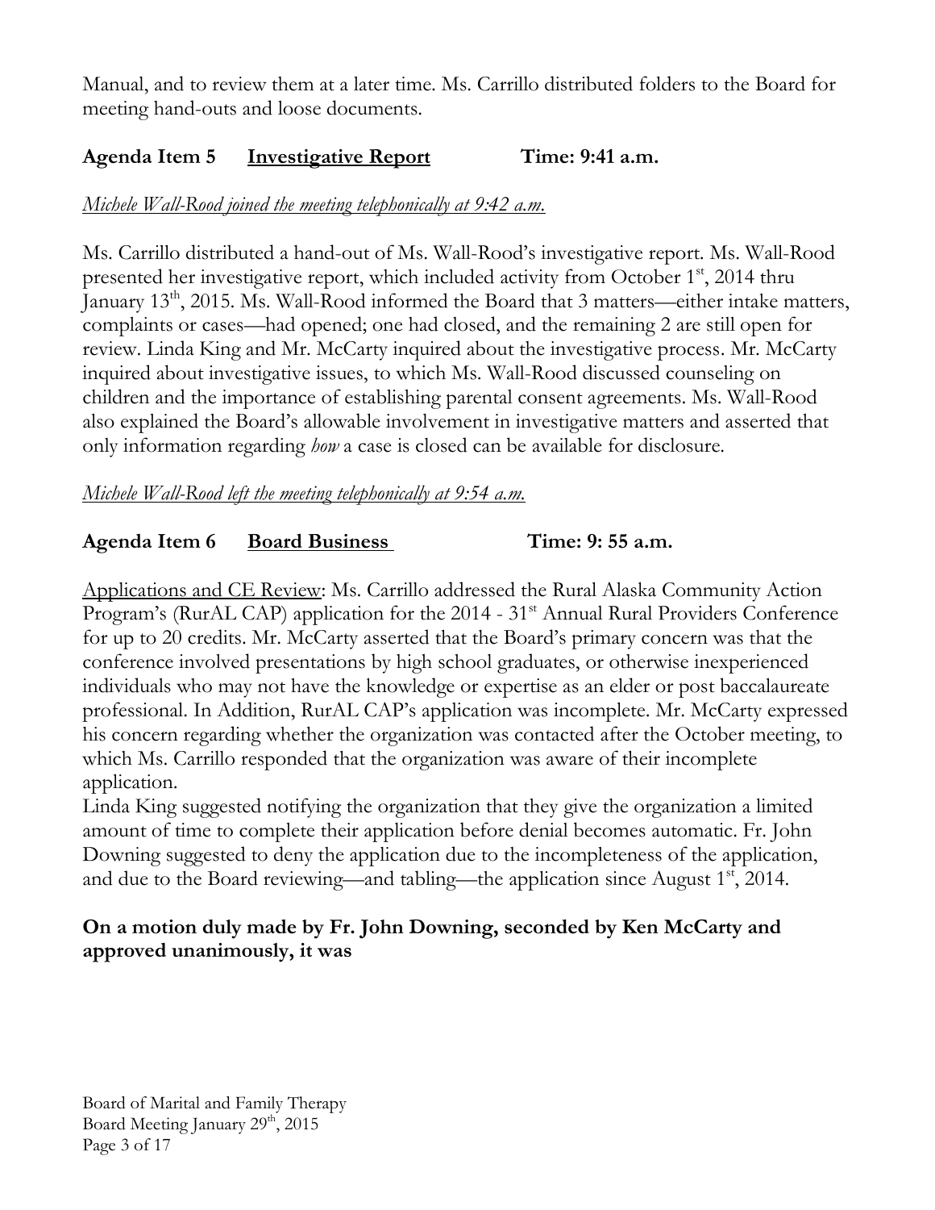Manual, and to review them at a later time. Ms. Carrillo distributed folders to the Board for meeting hand-outs and loose documents.

**Agenda Item 5 <u>Investigative Report</u> Time: 9:41 a.m.**

*<u>Michele Wall-Rood joined the meeting telephonically at 9:42 a.m.</u>*

Ms. Carrillo distributed a hand-out of Ms. Wall-Rood's investigative report. Ms. Wall-Rood presented her investigative report, which included activity from October 1st, 2014 thru January 13th, 2015. Ms. Wall-Rood informed the Board that 3 matters—either intake matters, complaints or cases—had opened; one had closed, and the remaining 2 are still open for review. Linda King and Mr. McCarty inquired about the investigative process. Mr. McCarty inquired about investigative issues, to which Ms. Wall-Rood discussed counseling on children and the importance of establishing parental consent agreements. Ms. Wall-Rood also explained the Board's allowable involvement in investigative matters and asserted that only information regarding *how* a case is closed can be available for disclosure.

*<u>Michele Wall-Rood left the meeting telephonically at 9:54 a.m.</u>*

**Agenda Item 6 <u>Board Business</u> Time: 9: 55 a.m.**

<u>Applications and CE Review</u>: Ms. Carrillo addressed the Rural Alaska Community Action Program's (RurAL CAP) application for the 2014 - 31st Annual Rural Providers Conference for up to 20 credits. Mr. McCarty asserted that the Board's primary concern was that the conference involved presentations by high school graduates, or otherwise inexperienced individuals who may not have the knowledge or expertise as an elder or post baccalaureate professional. In Addition, RurAL CAP's application was incomplete. Mr. McCarty expressed his concern regarding whether the organization was contacted after the October meeting, to which Ms. Carrillo responded that the organization was aware of their incomplete application.

Linda King suggested notifying the organization that they give the organization a limited amount of time to complete their application before denial becomes automatic. Fr. John Downing suggested to deny the application due to the incompleteness of the application, and due to the Board reviewing—and tabling—the application since August 1st, 2014.

**On a motion duly made by Fr. John Downing, seconded by Ken McCarty and approved unanimously, it was**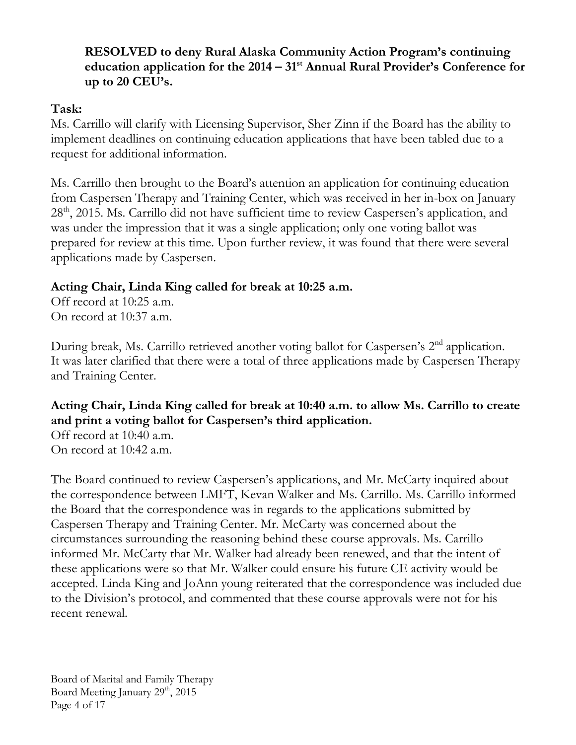**RESOLVED to deny Rural Alaska Community Action Program's continuing education application for the 2014 – 31st Annual Rural Provider's Conference for up to 20 CEU's.**

**Task:**

Ms. Carrillo will clarify with Licensing Supervisor, Sher Zinn if the Board has the ability to implement deadlines on continuing education applications that have been tabled due to a request for additional information.

Ms. Carrillo then brought to the Board's attention an application for continuing education from Caspersen Therapy and Training Center, which was received in her in-box on January 28th, 2015. Ms. Carrillo did not have sufficient time to review Caspersen's application, and was under the impression that it was a single application; only one voting ballot was prepared for review at this time. Upon further review, it was found that there were several applications made by Caspersen.

**Acting Chair, Linda King called for break at 10:25 a.m.**

Off record at 10:25 a.m.
On record at 10:37 a.m.

During break, Ms. Carrillo retrieved another voting ballot for Caspersen's 2nd application. It was later clarified that there were a total of three applications made by Caspersen Therapy and Training Center.

**Acting Chair, Linda King called for break at 10:40 a.m. to allow Ms. Carrillo to create and print a voting ballot for Caspersen's third application.**

Off record at 10:40 a.m.
On record at 10:42 a.m.

The Board continued to review Caspersen's applications, and Mr. McCarty inquired about the correspondence between LMFT, Kevan Walker and Ms. Carrillo. Ms. Carrillo informed the Board that the correspondence was in regards to the applications submitted by Caspersen Therapy and Training Center. Mr. McCarty was concerned about the circumstances surrounding the reasoning behind these course approvals. Ms. Carrillo informed Mr. McCarty that Mr. Walker had already been renewed, and that the intent of these applications were so that Mr. Walker could ensure his future CE activity would be accepted. Linda King and JoAnn young reiterated that the correspondence was included due to the Division's protocol, and commented that these course approvals were not for his recent renewal.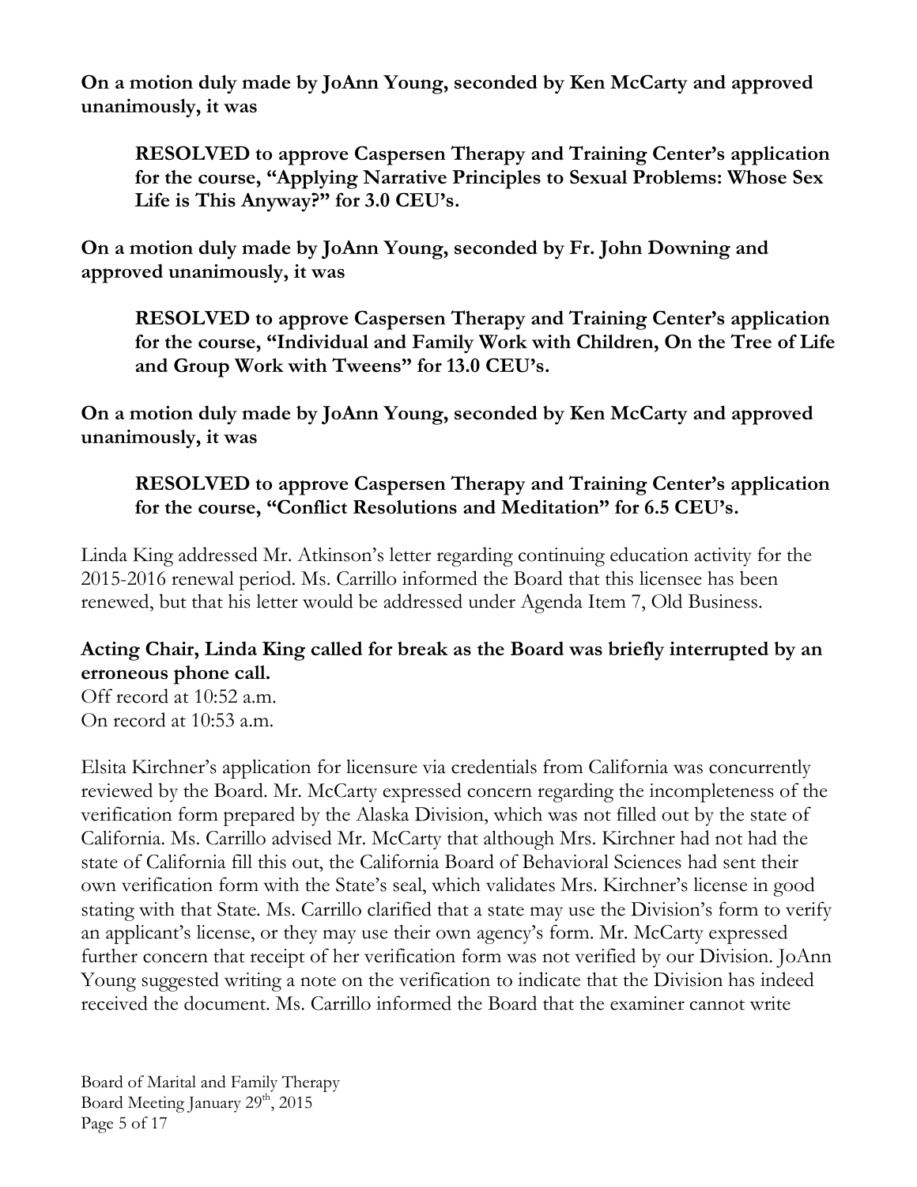**On a motion duly made by JoAnn Young, seconded by Ken McCarty and approved unanimously, it was**

> **RESOLVED to approve Caspersen Therapy and Training Center's application for the course, "Applying Narrative Principles to Sexual Problems: Whose Sex Life is This Anyway?" for 3.0 CEU's.**

**On a motion duly made by JoAnn Young, seconded by Fr. John Downing and approved unanimously, it was**

> **RESOLVED to approve Caspersen Therapy and Training Center's application for the course, "Individual and Family Work with Children, On the Tree of Life and Group Work with Tweens" for 13.0 CEU's.**

**On a motion duly made by JoAnn Young, seconded by Ken McCarty and approved unanimously, it was**

> **RESOLVED to approve Caspersen Therapy and Training Center's application for the course, "Conflict Resolutions and Meditation" for 6.5 CEU's.**

Linda King addressed Mr. Atkinson's letter regarding continuing education activity for the 2015-2016 renewal period. Ms. Carrillo informed the Board that this licensee has been renewed, but that his letter would be addressed under Agenda Item 7, Old Business.

**Acting Chair, Linda King called for break as the Board was briefly interrupted by an erroneous phone call.**

Off record at 10:52 a.m.
On record at 10:53 a.m.

Elsita Kirchner's application for licensure via credentials from California was concurrently reviewed by the Board. Mr. McCarty expressed concern regarding the incompleteness of the verification form prepared by the Alaska Division, which was not filled out by the state of California. Ms. Carrillo advised Mr. McCarty that although Mrs. Kirchner had not had the state of California fill this out, the California Board of Behavioral Sciences had sent their own verification form with the State's seal, which validates Mrs. Kirchner's license in good stating with that State. Ms. Carrillo clarified that a state may use the Division's form to verify an applicant's license, or they may use their own agency's form. Mr. McCarty expressed further concern that receipt of her verification form was not verified by our Division. JoAnn Young suggested writing a note on the verification to indicate that the Division has indeed received the document. Ms. Carrillo informed the Board that the examiner cannot write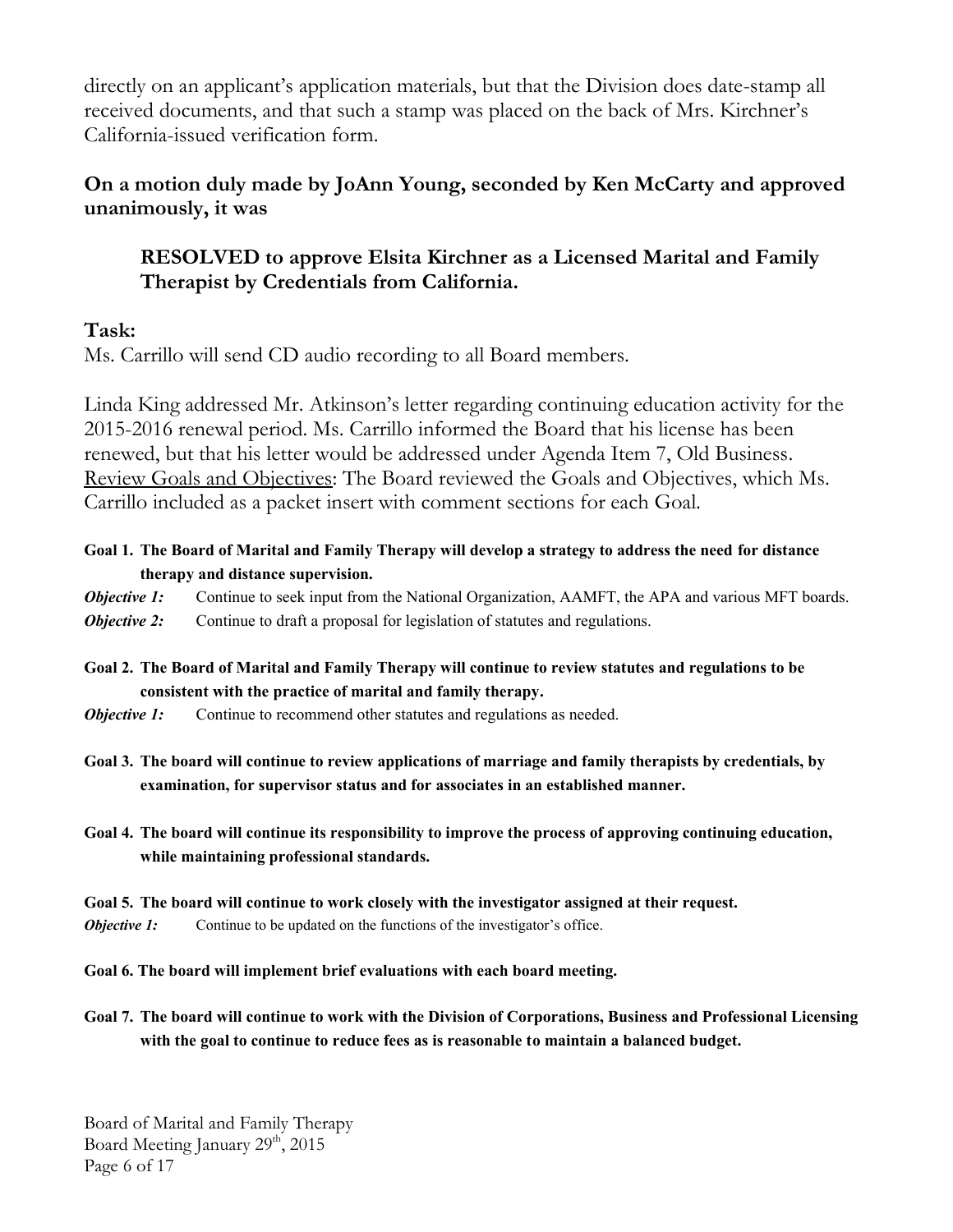directly on an applicant's application materials, but that the Division does date-stamp all received documents, and that such a stamp was placed on the back of Mrs. Kirchner's California-issued verification form.

**On a motion duly made by JoAnn Young, seconded by Ken McCarty and approved unanimously, it was**

> **RESOLVED to approve Elsita Kirchner as a Licensed Marital and Family Therapist by Credentials from California.**

**Task:**

Ms. Carrillo will send CD audio recording to all Board members.

Linda King addressed Mr. Atkinson's letter regarding continuing education activity for the 2015-2016 renewal period. Ms. Carrillo informed the Board that his license has been renewed, but that his letter would be addressed under Agenda Item 7, Old Business.

Review Goals and Objectives: The Board reviewed the Goals and Objectives, which Ms. Carrillo included as a packet insert with comment sections for each Goal.

**Goal 1. The Board of Marital and Family Therapy will develop a strategy to address the need for distance therapy and distance supervision.**

***Objective 1:*** Continue to seek input from the National Organization, AAMFT, the APA and various MFT boards.

***Objective 2:*** Continue to draft a proposal for legislation of statutes and regulations.

**Goal 2. The Board of Marital and Family Therapy will continue to review statutes and regulations to be consistent with the practice of marital and family therapy.**

***Objective 1:*** Continue to recommend other statutes and regulations as needed.

**Goal 3. The board will continue to review applications of marriage and family therapists by credentials, by examination, for supervisor status and for associates in an established manner.**

**Goal 4. The board will continue its responsibility to improve the process of approving continuing education, while maintaining professional standards.**

**Goal 5. The board will continue to work closely with the investigator assigned at their request.**

***Objective 1:*** Continue to be updated on the functions of the investigator's office.

**Goal 6. The board will implement brief evaluations with each board meeting.**

**Goal 7. The board will continue to work with the Division of Corporations, Business and Professional Licensing with the goal to continue to reduce fees as is reasonable to maintain a balanced budget.**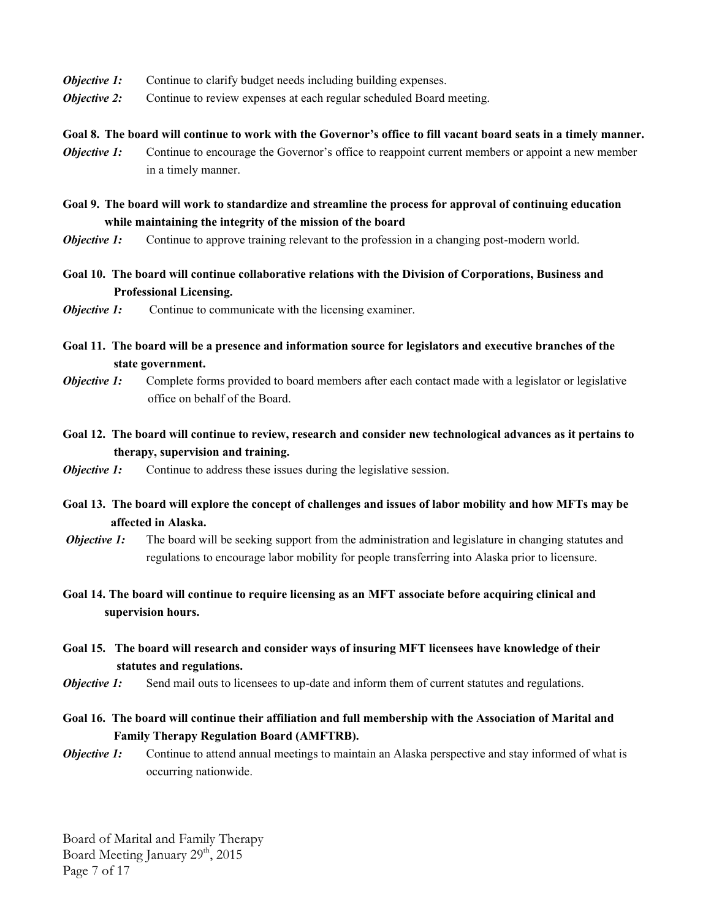***Objective 1:*** Continue to clarify budget needs including building expenses.

***Objective 2:*** Continue to review expenses at each regular scheduled Board meeting.

**Goal 8. The board will continue to work with the Governor's office to fill vacant board seats in a timely manner.**

***Objective 1:*** Continue to encourage the Governor's office to reappoint current members or appoint a new member in a timely manner.

**Goal 9. The board will work to standardize and streamline the process for approval of continuing education while maintaining the integrity of the mission of the board**

***Objective 1:*** Continue to approve training relevant to the profession in a changing post-modern world.

**Goal 10. The board will continue collaborative relations with the Division of Corporations, Business and Professional Licensing.**

***Objective 1:*** Continue to communicate with the licensing examiner.

**Goal 11. The board will be a presence and information source for legislators and executive branches of the state government.**

***Objective 1:*** Complete forms provided to board members after each contact made with a legislator or legislative office on behalf of the Board.

**Goal 12. The board will continue to review, research and consider new technological advances as it pertains to therapy, supervision and training.**

***Objective 1:*** Continue to address these issues during the legislative session.

**Goal 13. The board will explore the concept of challenges and issues of labor mobility and how MFTs may be affected in Alaska.**

***Objective 1:*** The board will be seeking support from the administration and legislature in changing statutes and regulations to encourage labor mobility for people transferring into Alaska prior to licensure.

**Goal 14. The board will continue to require licensing as an MFT associate before acquiring clinical and supervision hours.**

**Goal 15. The board will research and consider ways of insuring MFT licensees have knowledge of their statutes and regulations.**

***Objective 1:*** Send mail outs to licensees to up-date and inform them of current statutes and regulations.

**Goal 16. The board will continue their affiliation and full membership with the Association of Marital and Family Therapy Regulation Board (AMFTRB).**

***Objective 1:*** Continue to attend annual meetings to maintain an Alaska perspective and stay informed of what is occurring nationwide.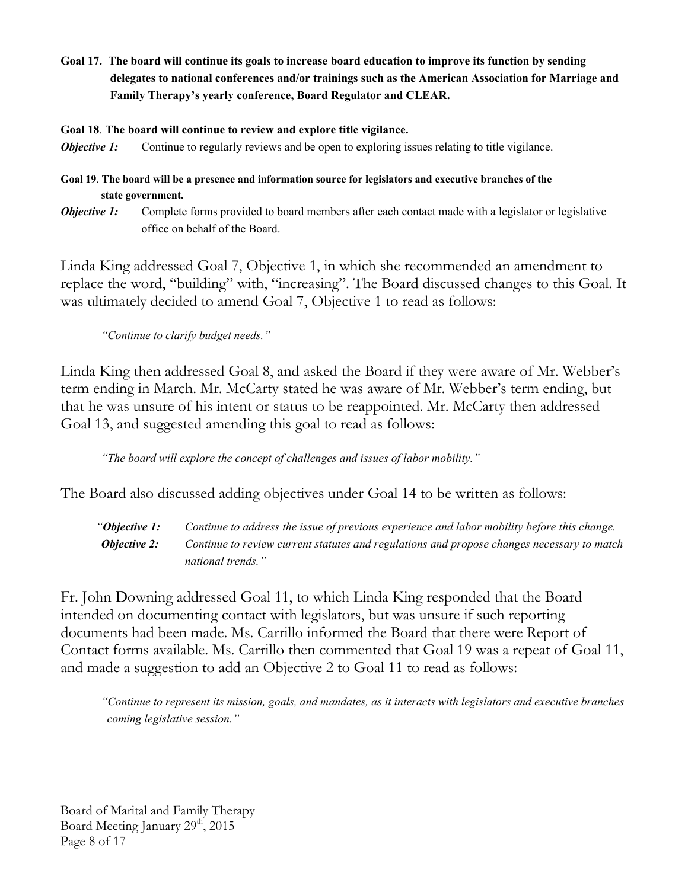**Goal 17. The board will continue its goals to increase board education to improve its function by sending delegates to national conferences and/or trainings such as the American Association for Marriage and Family Therapy's yearly conference, Board Regulator and CLEAR.**

**Goal 18**. **The board will continue to review and explore title vigilance.**

***Objective 1:*** Continue to regularly reviews and be open to exploring issues relating to title vigilance.

**Goal 19**. **The board will be a presence and information source for legislators and executive branches of the state government.**

***Objective 1:*** Complete forms provided to board members after each contact made with a legislator or legislative office on behalf of the Board.

Linda King addressed Goal 7, Objective 1, in which she recommended an amendment to replace the word, "building" with, "increasing". The Board discussed changes to this Goal. It was ultimately decided to amend Goal 7, Objective 1 to read as follows:

> *"Continue to clarify budget needs."*

Linda King then addressed Goal 8, and asked the Board if they were aware of Mr. Webber's term ending in March. Mr. McCarty stated he was aware of Mr. Webber's term ending, but that he was unsure of his intent or status to be reappointed. Mr. McCarty then addressed Goal 13, and suggested amending this goal to read as follows:

> *"The board will explore the concept of challenges and issues of labor mobility."*

The Board also discussed adding objectives under Goal 14 to be written as follows:

> *"**Objective 1:** Continue to address the issue of previous experience and labor mobility before this change.*
> ***Objective 2:** Continue to review current statutes and regulations and propose changes necessary to match national trends."*

Fr. John Downing addressed Goal 11, to which Linda King responded that the Board intended on documenting contact with legislators, but was unsure if such reporting documents had been made. Ms. Carrillo informed the Board that there were Report of Contact forms available. Ms. Carrillo then commented that Goal 19 was a repeat of Goal 11, and made a suggestion to add an Objective 2 to Goal 11 to read as follows:

> *"Continue to represent its mission, goals, and mandates, as it interacts with legislators and executive branches coming legislative session."*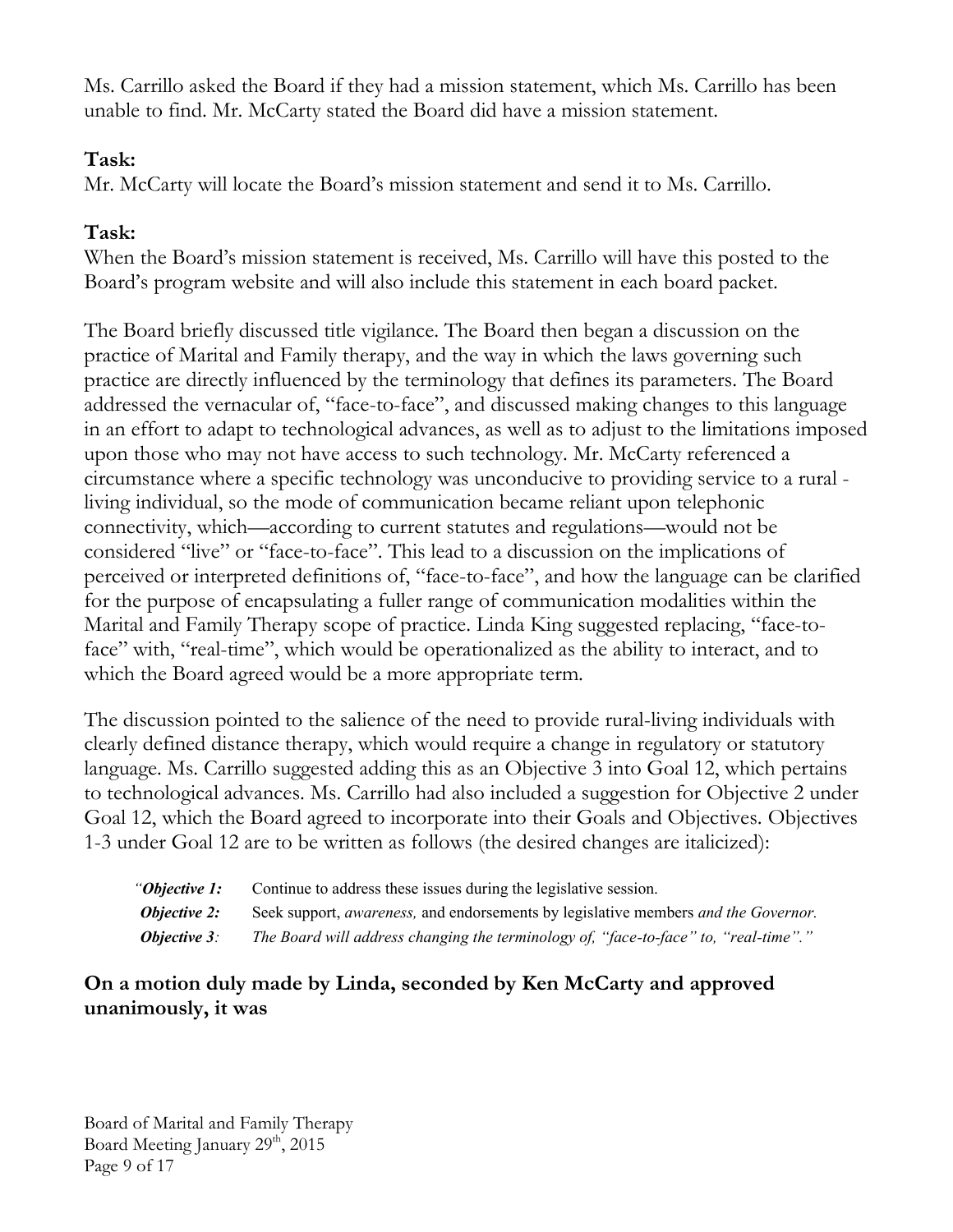Ms. Carrillo asked the Board if they had a mission statement, which Ms. Carrillo has been unable to find. Mr. McCarty stated the Board did have a mission statement.

**Task:**
Mr. McCarty will locate the Board's mission statement and send it to Ms. Carrillo.

**Task:**
When the Board's mission statement is received, Ms. Carrillo will have this posted to the Board's program website and will also include this statement in each board packet.

The Board briefly discussed title vigilance. The Board then began a discussion on the practice of Marital and Family therapy, and the way in which the laws governing such practice are directly influenced by the terminology that defines its parameters. The Board addressed the vernacular of, "face-to-face", and discussed making changes to this language in an effort to adapt to technological advances, as well as to adjust to the limitations imposed upon those who may not have access to such technology. Mr. McCarty referenced a circumstance where a specific technology was unconducive to providing service to a rural - living individual, so the mode of communication became reliant upon telephonic connectivity, which—according to current statutes and regulations—would not be considered "live" or "face-to-face". This lead to a discussion on the implications of perceived or interpreted definitions of, "face-to-face", and how the language can be clarified for the purpose of encapsulating a fuller range of communication modalities within the Marital and Family Therapy scope of practice. Linda King suggested replacing, "face-to-face" with, "real-time", which would be operationalized as the ability to interact, and to which the Board agreed would be a more appropriate term.

The discussion pointed to the salience of the need to provide rural-living individuals with clearly defined distance therapy, which would require a change in regulatory or statutory language. Ms. Carrillo suggested adding this as an Objective 3 into Goal 12, which pertains to technological advances. Ms. Carrillo had also included a suggestion for Objective 2 under Goal 12, which the Board agreed to incorporate into their Goals and Objectives. Objectives 1-3 under Goal 12 are to be written as follows (the desired changes are italicized):

"***Objective 1:*** Continue to address these issues during the legislative session.
***Objective 2:*** Seek support, *awareness,* and endorsements by legislative members *and the Governor.*
***Objective 3:*** *The Board will address changing the terminology of, "face-to-face" to, "real-time"."*

**On a motion duly made by Linda, seconded by Ken McCarty and approved unanimously, it was**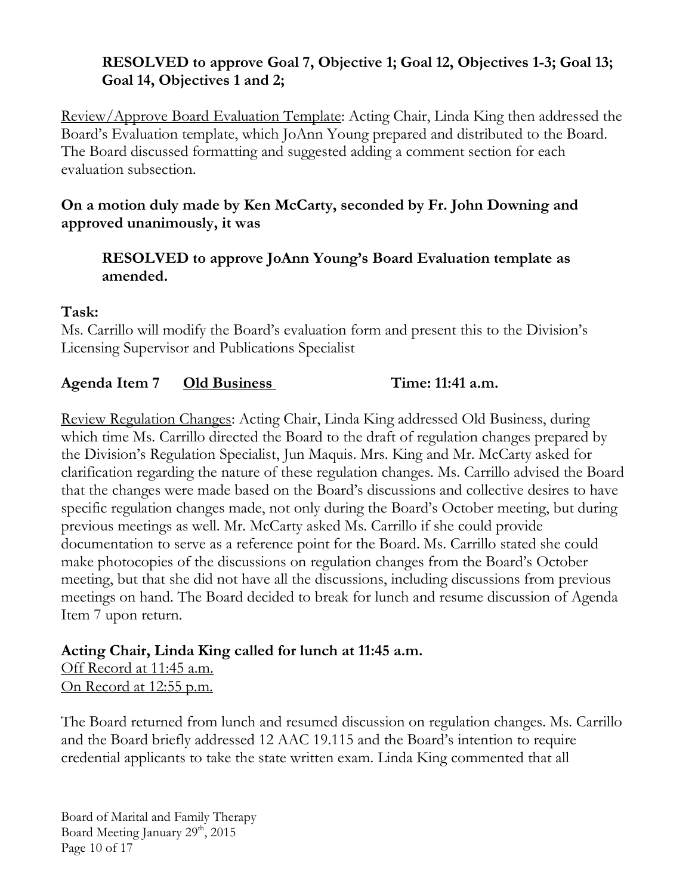**RESOLVED to approve Goal 7, Objective 1; Goal 12, Objectives 1-3; Goal 13; Goal 14, Objectives 1 and 2;**

Review/Approve Board Evaluation Template: Acting Chair, Linda King then addressed the Board's Evaluation template, which JoAnn Young prepared and distributed to the Board. The Board discussed formatting and suggested adding a comment section for each evaluation subsection.

**On a motion duly made by Ken McCarty, seconded by Fr. John Downing and approved unanimously, it was**

**RESOLVED to approve JoAnn Young's Board Evaluation template as amended.**

**Task:**
Ms. Carrillo will modify the Board's evaluation form and present this to the Division's Licensing Supervisor and Publications Specialist

**Agenda Item 7 Old Business Time: 11:41 a.m.**

Review Regulation Changes: Acting Chair, Linda King addressed Old Business, during which time Ms. Carrillo directed the Board to the draft of regulation changes prepared by the Division's Regulation Specialist, Jun Maquis. Mrs. King and Mr. McCarty asked for clarification regarding the nature of these regulation changes. Ms. Carrillo advised the Board that the changes were made based on the Board's discussions and collective desires to have specific regulation changes made, not only during the Board's October meeting, but during previous meetings as well. Mr. McCarty asked Ms. Carrillo if she could provide documentation to serve as a reference point for the Board. Ms. Carrillo stated she could make photocopies of the discussions on regulation changes from the Board's October meeting, but that she did not have all the discussions, including discussions from previous meetings on hand. The Board decided to break for lunch and resume discussion of Agenda Item 7 upon return.

**Acting Chair, Linda King called for lunch at 11:45 a.m.**
Off Record at 11:45 a.m.
On Record at 12:55 p.m.

The Board returned from lunch and resumed discussion on regulation changes. Ms. Carrillo and the Board briefly addressed 12 AAC 19.115 and the Board's intention to require credential applicants to take the state written exam. Linda King commented that all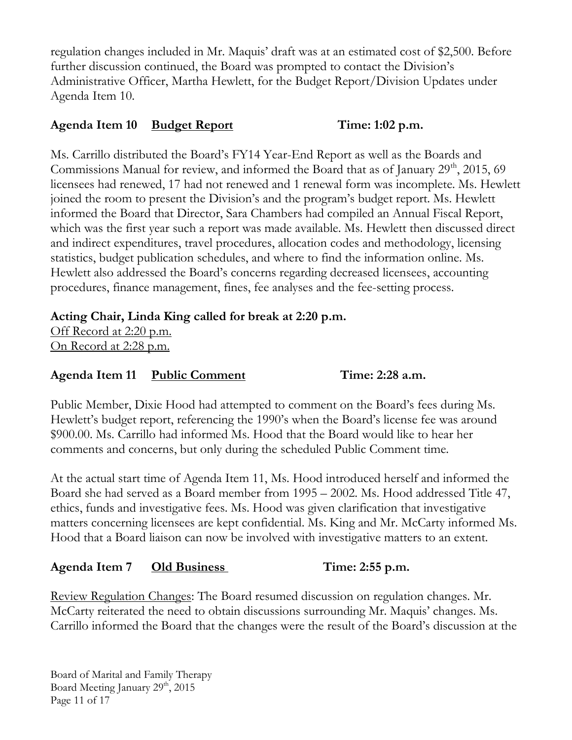regulation changes included in Mr. Maquis' draft was at an estimated cost of $2,500. Before further discussion continued, the Board was prompted to contact the Division's Administrative Officer, Martha Hewlett, for the Budget Report/Division Updates under Agenda Item 10.

**Agenda Item 10 Budget Report Time: 1:02 p.m.**

Ms. Carrillo distributed the Board's FY14 Year-End Report as well as the Boards and Commissions Manual for review, and informed the Board that as of January 29th, 2015, 69 licensees had renewed, 17 had not renewed and 1 renewal form was incomplete. Ms. Hewlett joined the room to present the Division's and the program's budget report. Ms. Hewlett informed the Board that Director, Sara Chambers had compiled an Annual Fiscal Report, which was the first year such a report was made available. Ms. Hewlett then discussed direct and indirect expenditures, travel procedures, allocation codes and methodology, licensing statistics, budget publication schedules, and where to find the information online. Ms. Hewlett also addressed the Board's concerns regarding decreased licensees, accounting procedures, finance management, fines, fee analyses and the fee-setting process.

**Acting Chair, Linda King called for break at 2:20 p.m.**

Off Record at 2:20 p.m.
On Record at 2:28 p.m.

**Agenda Item 11 Public Comment Time: 2:28 a.m.**

Public Member, Dixie Hood had attempted to comment on the Board's fees during Ms. Hewlett's budget report, referencing the 1990's when the Board's license fee was around $900.00. Ms. Carrillo had informed Ms. Hood that the Board would like to hear her comments and concerns, but only during the scheduled Public Comment time.

At the actual start time of Agenda Item 11, Ms. Hood introduced herself and informed the Board she had served as a Board member from 1995 – 2002. Ms. Hood addressed Title 47, ethics, funds and investigative fees. Ms. Hood was given clarification that investigative matters concerning licensees are kept confidential. Ms. King and Mr. McCarty informed Ms. Hood that a Board liaison can now be involved with investigative matters to an extent.

**Agenda Item 7 Old Business Time: 2:55 p.m.**

Review Regulation Changes: The Board resumed discussion on regulation changes. Mr. McCarty reiterated the need to obtain discussions surrounding Mr. Maquis' changes. Ms. Carrillo informed the Board that the changes were the result of the Board's discussion at the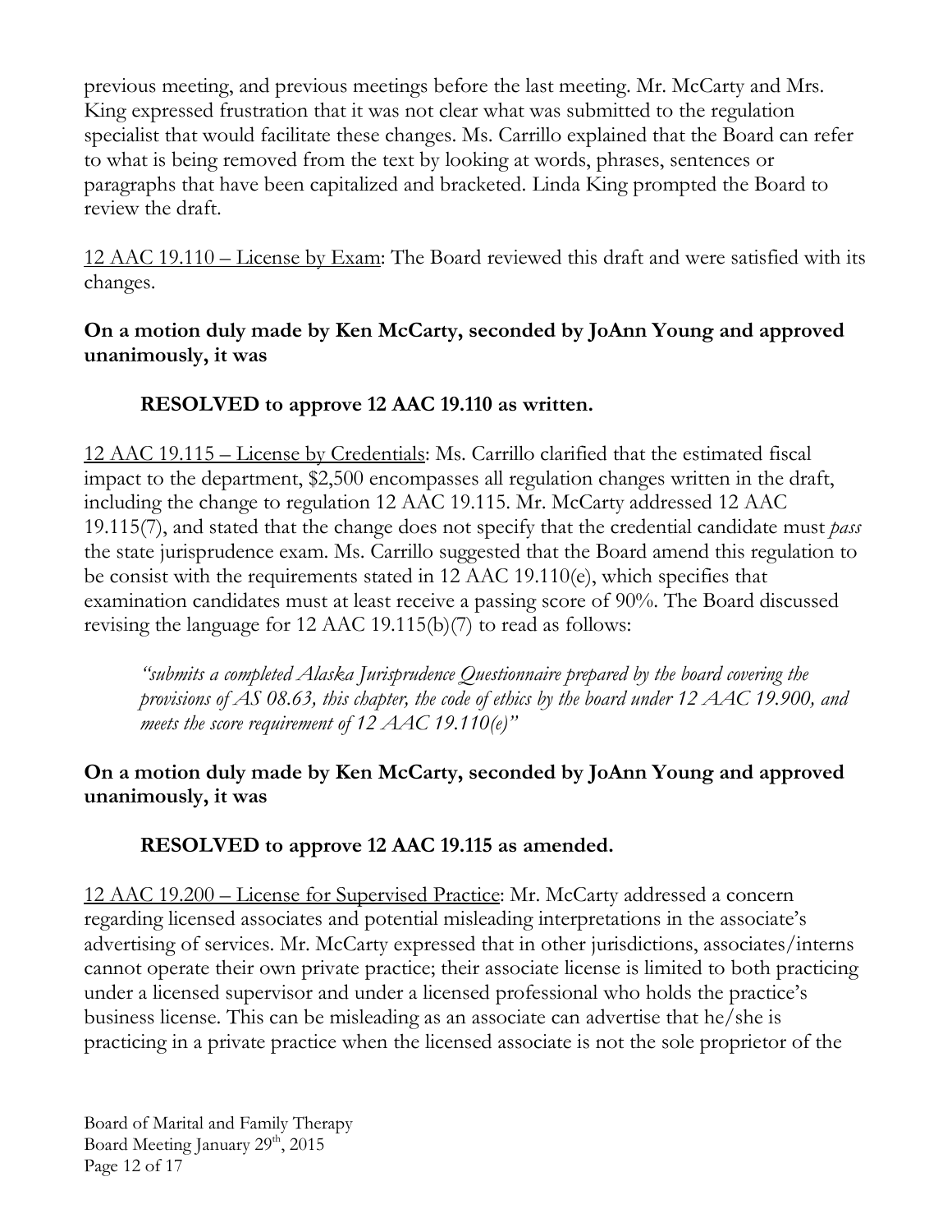previous meeting, and previous meetings before the last meeting. Mr. McCarty and Mrs. King expressed frustration that it was not clear what was submitted to the regulation specialist that would facilitate these changes. Ms. Carrillo explained that the Board can refer to what is being removed from the text by looking at words, phrases, sentences or paragraphs that have been capitalized and bracketed. Linda King prompted the Board to review the draft.

<u>12 AAC 19.110 – License by Exam</u>: The Board reviewed this draft and were satisfied with its changes.

**On a motion duly made by Ken McCarty, seconded by JoAnn Young and approved unanimously, it was**

> **RESOLVED to approve 12 AAC 19.110 as written.**

<u>12 AAC 19.115 – License by Credentials</u>: Ms. Carrillo clarified that the estimated fiscal impact to the department, $2,500 encompasses all regulation changes written in the draft, including the change to regulation 12 AAC 19.115. Mr. McCarty addressed 12 AAC 19.115(7), and stated that the change does not specify that the credential candidate must *pass* the state jurisprudence exam. Ms. Carrillo suggested that the Board amend this regulation to be consist with the requirements stated in 12 AAC 19.110(e), which specifies that examination candidates must at least receive a passing score of 90%. The Board discussed revising the language for 12 AAC 19.115(b)(7) to read as follows:

> *"submits a completed Alaska Jurisprudence Questionnaire prepared by the board covering the provisions of AS 08.63, this chapter, the code of ethics by the board under 12 AAC 19.900, and meets the score requirement of 12 AAC 19.110(e)"*

**On a motion duly made by Ken McCarty, seconded by JoAnn Young and approved unanimously, it was**

> **RESOLVED to approve 12 AAC 19.115 as amended.**

<u>12 AAC 19.200 – License for Supervised Practice</u>: Mr. McCarty addressed a concern regarding licensed associates and potential misleading interpretations in the associate's advertising of services. Mr. McCarty expressed that in other jurisdictions, associates/interns cannot operate their own private practice; their associate license is limited to both practicing under a licensed supervisor and under a licensed professional who holds the practice's business license. This can be misleading as an associate can advertise that he/she is practicing in a private practice when the licensed associate is not the sole proprietor of the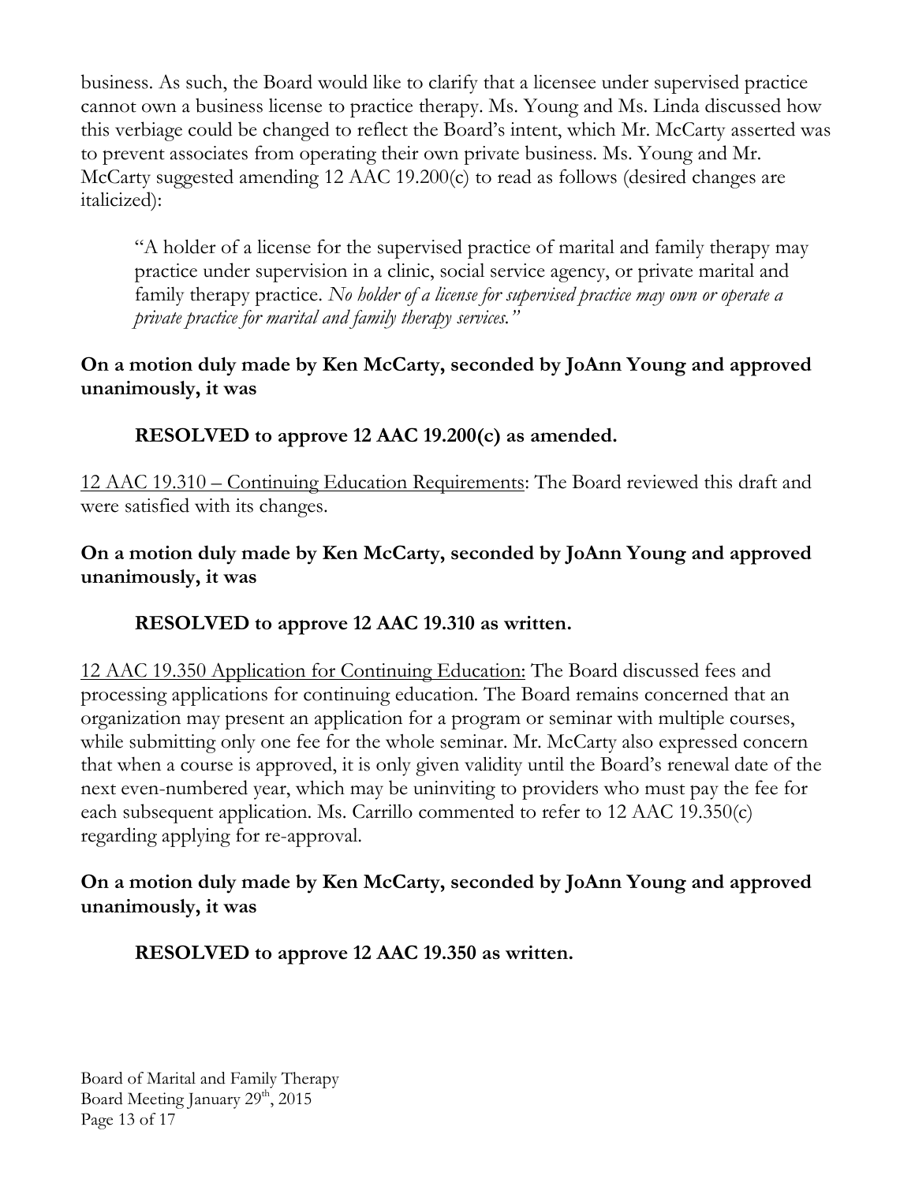business. As such, the Board would like to clarify that a licensee under supervised practice cannot own a business license to practice therapy. Ms. Young and Ms. Linda discussed how this verbiage could be changed to reflect the Board's intent, which Mr. McCarty asserted was to prevent associates from operating their own private business. Ms. Young and Mr. McCarty suggested amending 12 AAC 19.200(c) to read as follows (desired changes are italicized):

> "A holder of a license for the supervised practice of marital and family therapy may practice under supervision in a clinic, social service agency, or private marital and family therapy practice. *No holder of a license for supervised practice may own or operate a private practice for marital and family therapy services."*

**On a motion duly made by Ken McCarty, seconded by JoAnn Young and approved unanimously, it was**

> **RESOLVED to approve 12 AAC 19.200(c) as amended.**

<u>12 AAC 19.310 – Continuing Education Requirements</u>: The Board reviewed this draft and were satisfied with its changes.

**On a motion duly made by Ken McCarty, seconded by JoAnn Young and approved unanimously, it was**

> **RESOLVED to approve 12 AAC 19.310 as written.**

<u>12 AAC 19.350 Application for Continuing Education:</u> The Board discussed fees and processing applications for continuing education. The Board remains concerned that an organization may present an application for a program or seminar with multiple courses, while submitting only one fee for the whole seminar. Mr. McCarty also expressed concern that when a course is approved, it is only given validity until the Board's renewal date of the next even-numbered year, which may be uninviting to providers who must pay the fee for each subsequent application. Ms. Carrillo commented to refer to 12 AAC 19.350(c) regarding applying for re-approval.

**On a motion duly made by Ken McCarty, seconded by JoAnn Young and approved unanimously, it was**

> **RESOLVED to approve 12 AAC 19.350 as written.**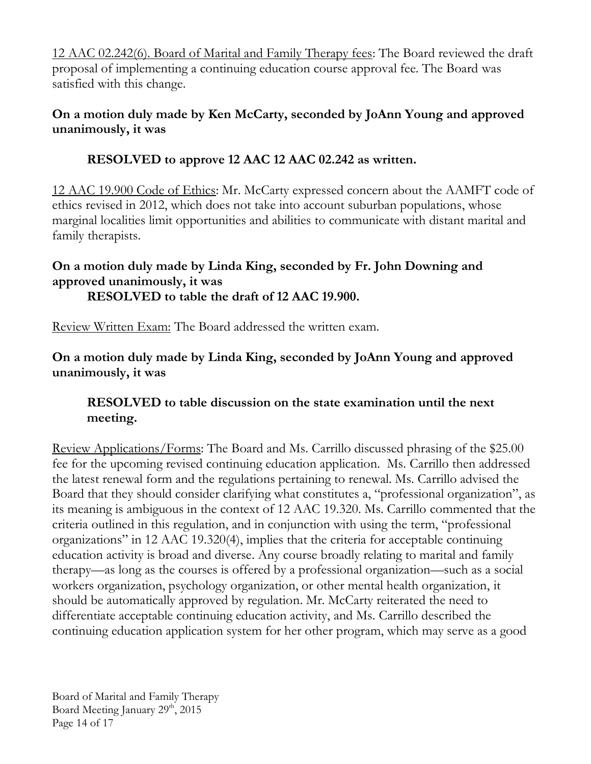12 AAC 02.242(6). Board of Marital and Family Therapy fees: The Board reviewed the draft proposal of implementing a continuing education course approval fee. The Board was satisfied with this change.

**On a motion duly made by Ken McCarty, seconded by JoAnn Young and approved unanimously, it was**

> **RESOLVED to approve 12 AAC 12 AAC 02.242 as written.**

12 AAC 19.900 Code of Ethics: Mr. McCarty expressed concern about the AAMFT code of ethics revised in 2012, which does not take into account suburban populations, whose marginal localities limit opportunities and abilities to communicate with distant marital and family therapists.

**On a motion duly made by Linda King, seconded by Fr. John Downing and approved unanimously, it was**

> **RESOLVED to table the draft of 12 AAC 19.900.**

Review Written Exam: The Board addressed the written exam.

**On a motion duly made by Linda King, seconded by JoAnn Young and approved unanimously, it was**

> **RESOLVED to table discussion on the state examination until the next meeting.**

Review Applications/Forms: The Board and Ms. Carrillo discussed phrasing of the $25.00 fee for the upcoming revised continuing education application. Ms. Carrillo then addressed the latest renewal form and the regulations pertaining to renewal. Ms. Carrillo advised the Board that they should consider clarifying what constitutes a, "professional organization", as its meaning is ambiguous in the context of 12 AAC 19.320. Ms. Carrillo commented that the criteria outlined in this regulation, and in conjunction with using the term, "professional organizations" in 12 AAC 19.320(4), implies that the criteria for acceptable continuing education activity is broad and diverse. Any course broadly relating to marital and family therapy—as long as the courses is offered by a professional organization—such as a social workers organization, psychology organization, or other mental health organization, it should be automatically approved by regulation. Mr. McCarty reiterated the need to differentiate acceptable continuing education activity, and Ms. Carrillo described the continuing education application system for her other program, which may serve as a good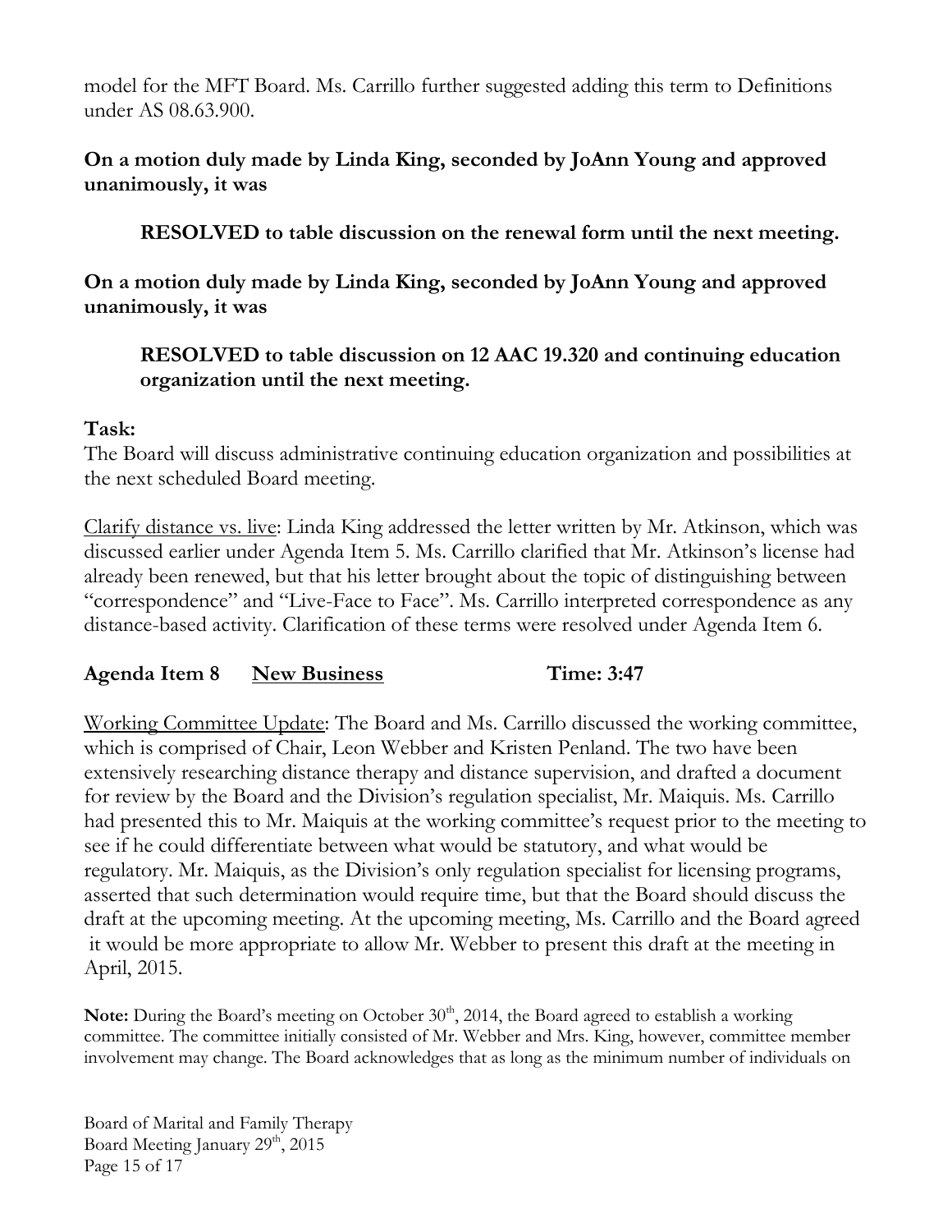model for the MFT Board. Ms. Carrillo further suggested adding this term to Definitions under AS 08.63.900.

**On a motion duly made by Linda King, seconded by JoAnn Young and approved unanimously, it was**

> **RESOLVED to table discussion on the renewal form until the next meeting.**

**On a motion duly made by Linda King, seconded by JoAnn Young and approved unanimously, it was**

> **RESOLVED to table discussion on 12 AAC 19.320 and continuing education organization until the next meeting.**

**Task:**
The Board will discuss administrative continuing education organization and possibilities at the next scheduled Board meeting.

Clarify distance vs. live: Linda King addressed the letter written by Mr. Atkinson, which was discussed earlier under Agenda Item 5. Ms. Carrillo clarified that Mr. Atkinson's license had already been renewed, but that his letter brought about the topic of distinguishing between "correspondence" and "Live-Face to Face". Ms. Carrillo interpreted correspondence as any distance-based activity. Clarification of these terms were resolved under Agenda Item 6.

## Agenda Item 8 New Business Time: 3:47

Working Committee Update: The Board and Ms. Carrillo discussed the working committee, which is comprised of Chair, Leon Webber and Kristen Penland. The two have been extensively researching distance therapy and distance supervision, and drafted a document for review by the Board and the Division's regulation specialist, Mr. Maiquis. Ms. Carrillo had presented this to Mr. Maiquis at the working committee's request prior to the meeting to see if he could differentiate between what would be statutory, and what would be regulatory. Mr. Maiquis, as the Division's only regulation specialist for licensing programs, asserted that such determination would require time, but that the Board should discuss the draft at the upcoming meeting. At the upcoming meeting, Ms. Carrillo and the Board agreed it would be more appropriate to allow Mr. Webber to present this draft at the meeting in April, 2015.

**Note:** During the Board's meeting on October 30th, 2014, the Board agreed to establish a working committee. The committee initially consisted of Mr. Webber and Mrs. King, however, committee member involvement may change. The Board acknowledges that as long as the minimum number of individuals on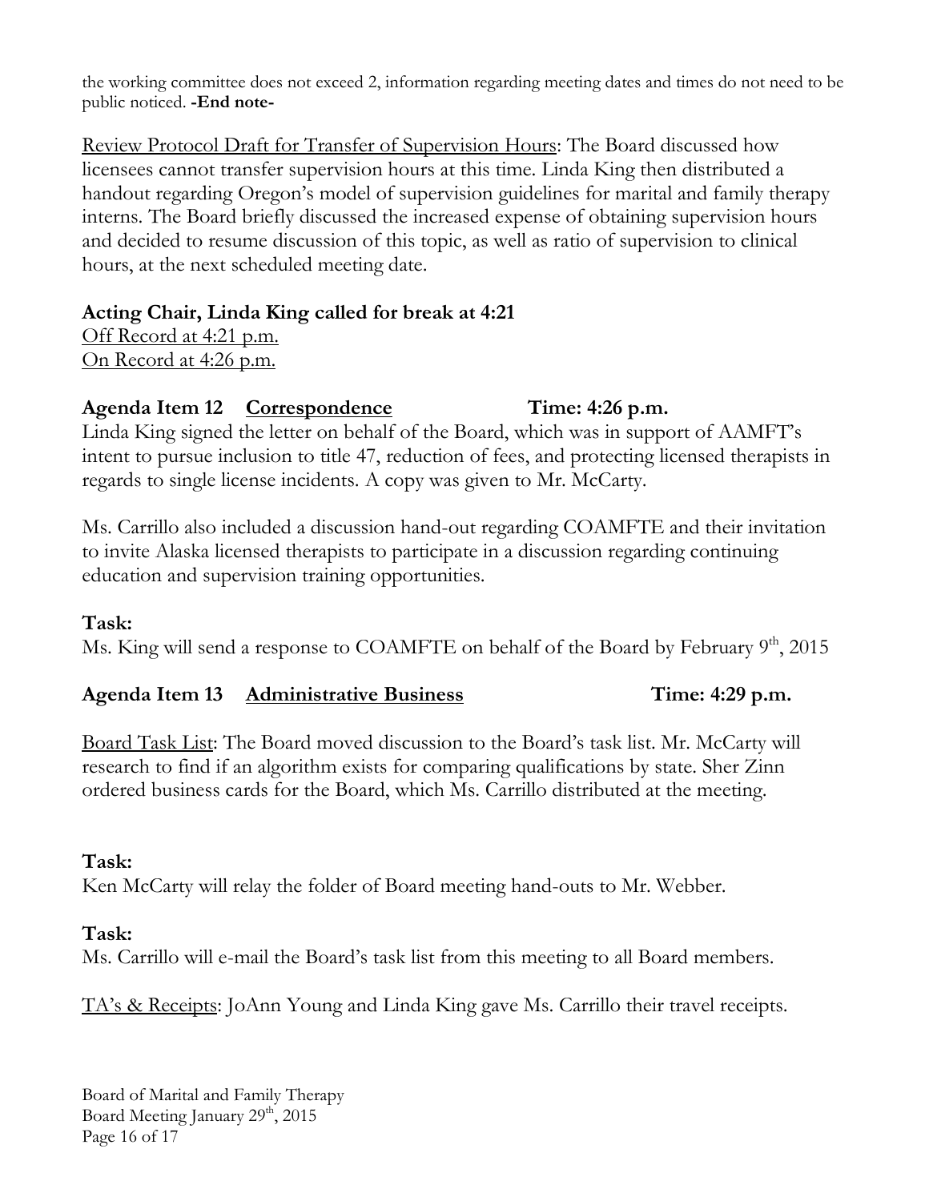the working committee does not exceed 2, information regarding meeting dates and times do not need to be public noticed. **-End note-**

Review Protocol Draft for Transfer of Supervision Hours: The Board discussed how licensees cannot transfer supervision hours at this time. Linda King then distributed a handout regarding Oregon's model of supervision guidelines for marital and family therapy interns. The Board briefly discussed the increased expense of obtaining supervision hours and decided to resume discussion of this topic, as well as ratio of supervision to clinical hours, at the next scheduled meeting date.

**Acting Chair, Linda King called for break at 4:21**

Off Record at 4:21 p.m.
On Record at 4:26 p.m.

**Agenda Item 12 Correspondence Time: 4:26 p.m.**

Linda King signed the letter on behalf of the Board, which was in support of AAMFT's intent to pursue inclusion to title 47, reduction of fees, and protecting licensed therapists in regards to single license incidents. A copy was given to Mr. McCarty.

Ms. Carrillo also included a discussion hand-out regarding COAMFTE and their invitation to invite Alaska licensed therapists to participate in a discussion regarding continuing education and supervision training opportunities.

**Task:**
Ms. King will send a response to COAMFTE on behalf of the Board by February 9th, 2015

**Agenda Item 13 Administrative Business Time: 4:29 p.m.**

Board Task List: The Board moved discussion to the Board's task list. Mr. McCarty will research to find if an algorithm exists for comparing qualifications by state. Sher Zinn ordered business cards for the Board, which Ms. Carrillo distributed at the meeting.

**Task:**
Ken McCarty will relay the folder of Board meeting hand-outs to Mr. Webber.

**Task:**
Ms. Carrillo will e-mail the Board's task list from this meeting to all Board members.

TA's & Receipts: JoAnn Young and Linda King gave Ms. Carrillo their travel receipts.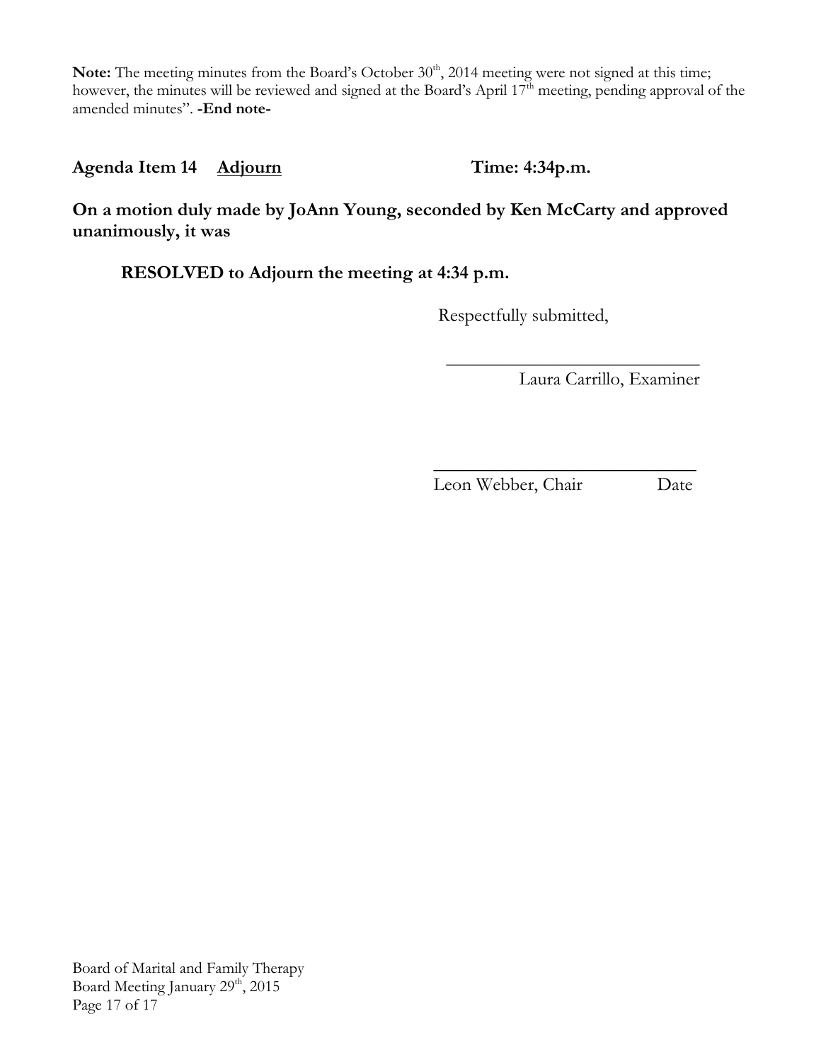**Note:** The meeting minutes from the Board's October 30th, 2014 meeting were not signed at this time; however, the minutes will be reviewed and signed at the Board's April 17th meeting, pending approval of the amended minutes". **-End note-**

**Agenda Item 14 Adjourn Time: 4:34p.m.**

**On a motion duly made by JoAnn Young, seconded by Ken McCarty and approved unanimously, it was**

**RESOLVED to Adjourn the meeting at 4:34 p.m.**

Respectfully submitted,

_____________________________
Laura Carrillo, Examiner

_____________________________
Leon Webber, Chair Date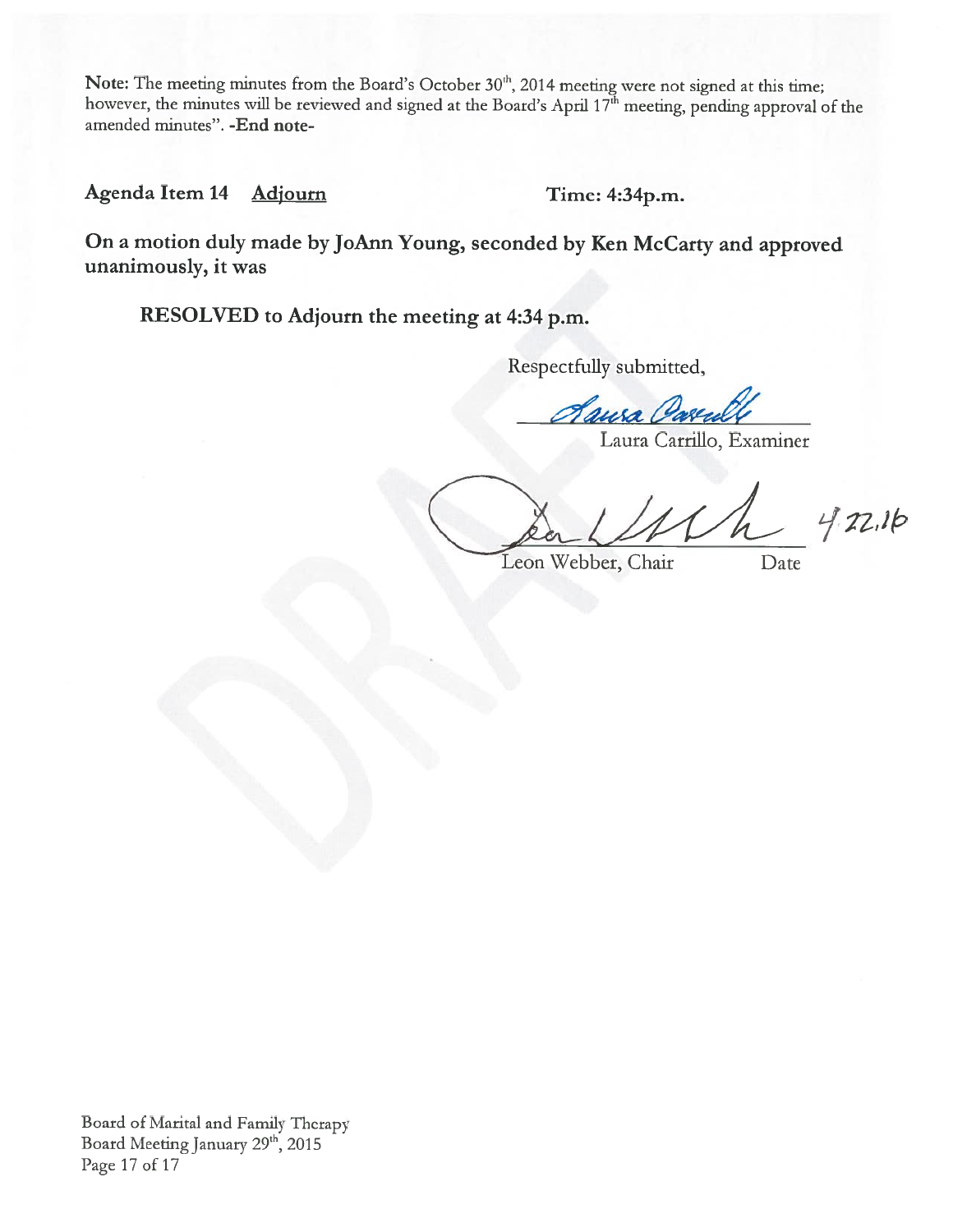**Note:** The meeting minutes from the Board's October 30th, 2014 meeting were not signed at this time; however, the minutes will be reviewed and signed at the Board's April 17th meeting, pending approval of the amended minutes". **-End note-**

**Agenda Item 14 Adjourn** **Time: 4:34p.m.**

**On a motion duly made by JoAnn Young, seconded by Ken McCarty and approved unanimously, it was**

**RESOLVED to Adjourn the meeting at 4:34 p.m.**

Respectfully submitted,

Laura Carrillo, Examiner

Leon Webber, Chair 4.22.16

Date

DRAFT